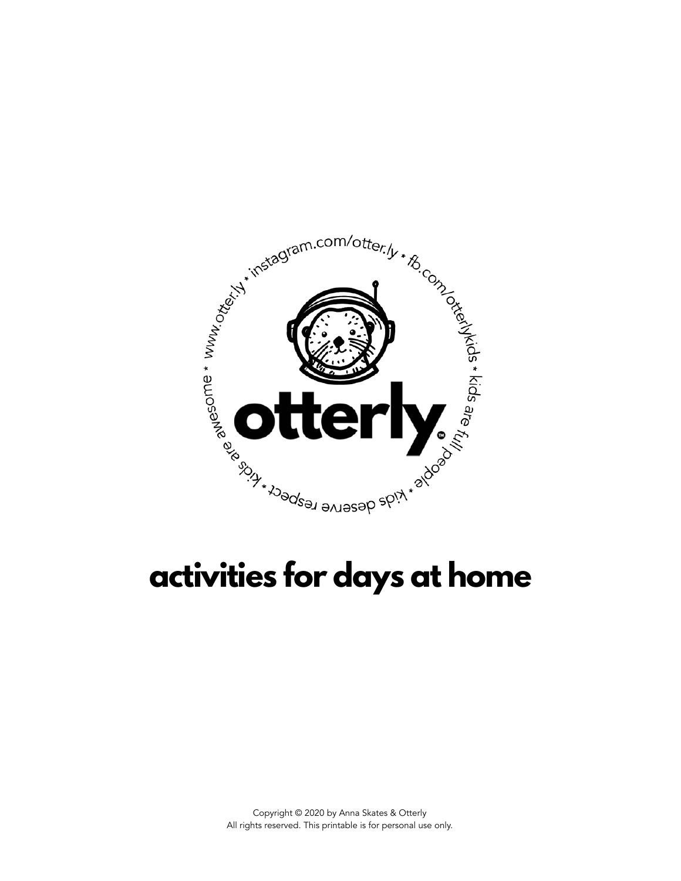www.otter.ly * instagram.com/otter.ly * fb.com/otterlykids * kids are full people * kids deserve respect * kids are awesome *

**otterly.**™

# activities for days at home

Copyright © 2020 by Anna Skates & Otterly
All rights reserved. This printable is for personal use only.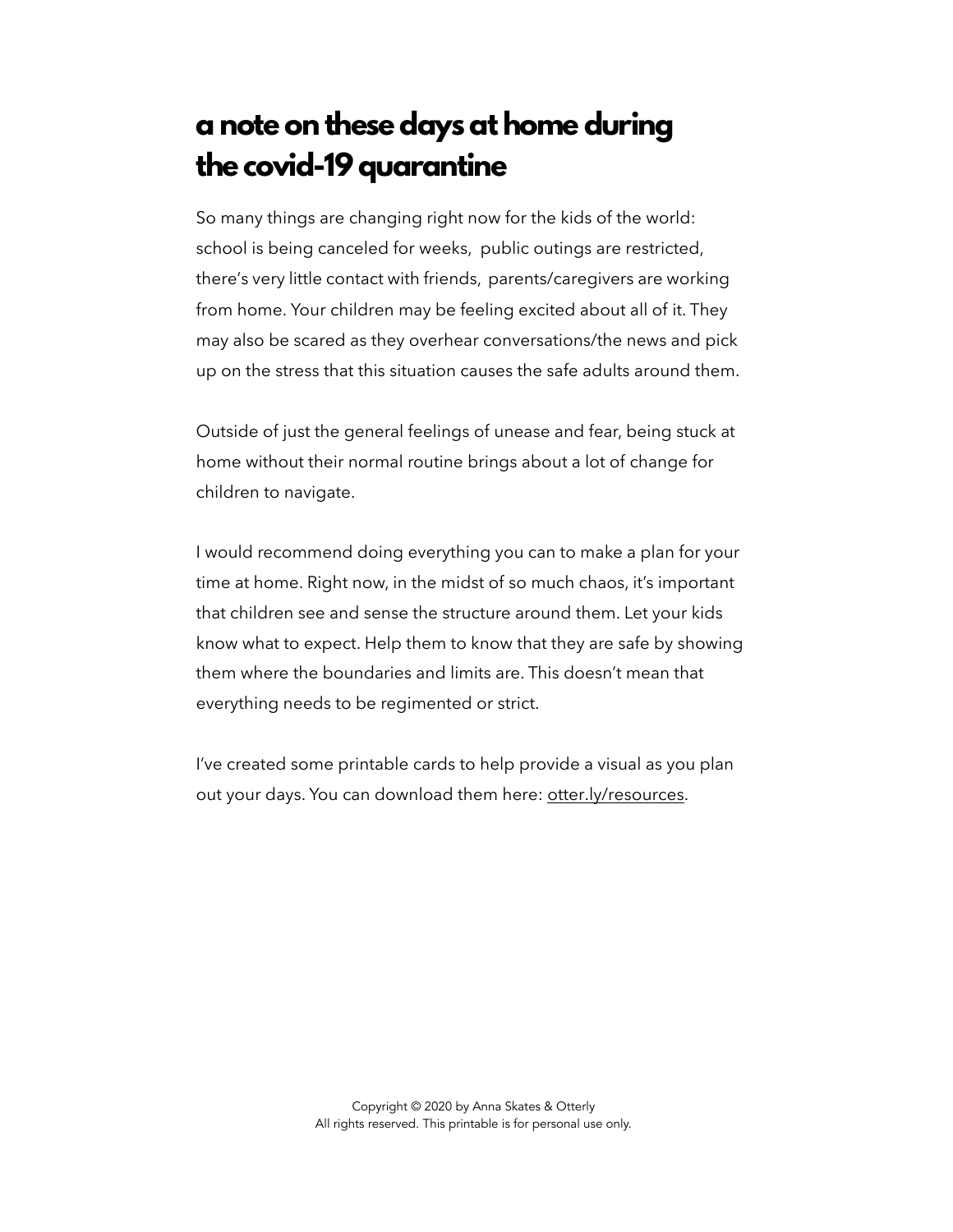# a note on these days at home during the covid-19 quarantine

So many things are changing right now for the kids of the world: school is being canceled for weeks, public outings are restricted, there's very little contact with friends, parents/caregivers are working from home. Your children may be feeling excited about all of it. They may also be scared as they overhear conversations/the news and pick up on the stress that this situation causes the safe adults around them.

Outside of just the general feelings of unease and fear, being stuck at home without their normal routine brings about a lot of change for children to navigate.

I would recommend doing everything you can to make a plan for your time at home. Right now, in the midst of so much chaos, it's important that children see and sense the structure around them. Let your kids know what to expect. Help them to know that they are safe by showing them where the boundaries and limits are. This doesn't mean that everything needs to be regimented or strict.

I've created some printable cards to help provide a visual as you plan out your days. You can download them here: otter.ly/resources.

Copyright © 2020 by Anna Skates & Otterly
All rights reserved. This printable is for personal use only.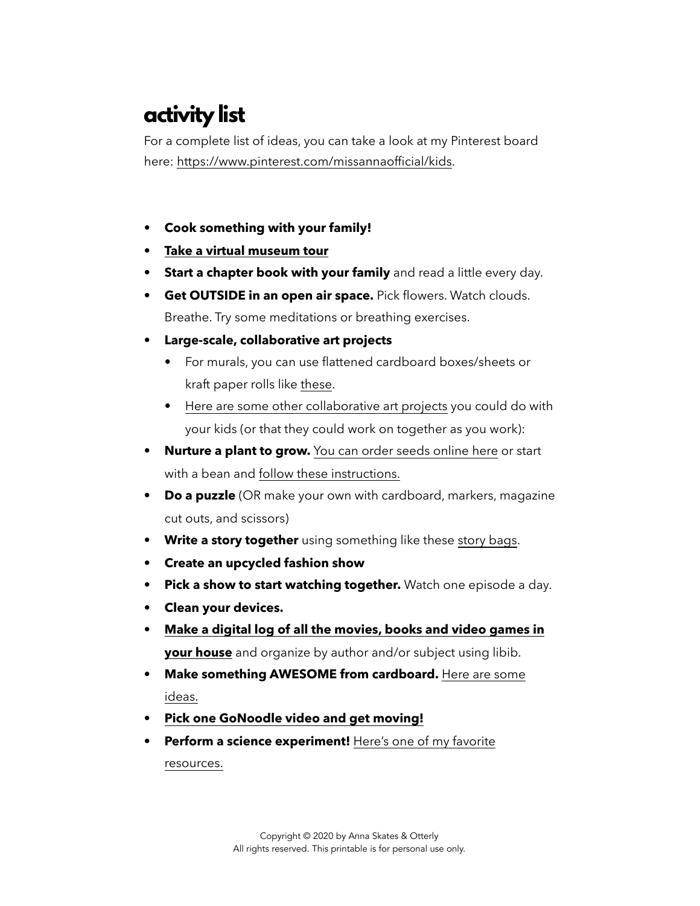# activity list

For a complete list of ideas, you can take a look at my Pinterest board here: https://www.pinterest.com/missannaofficial/kids.

- **Cook something with your family!**
- **Take a virtual museum tour**
- **Start a chapter book with your family** and read a little every day.
- **Get OUTSIDE in an open air space.** Pick flowers. Watch clouds. Breathe. Try some meditations or breathing exercises.
- **Large-scale, collaborative art projects**
  - For murals, you can use flattened cardboard boxes/sheets or kraft paper rolls like these.
  - Here are some other collaborative art projects you could do with your kids (or that they could work on together as you work):
- **Nurture a plant to grow.** You can order seeds online here or start with a bean and follow these instructions.
- **Do a puzzle** (OR make your own with cardboard, markers, magazine cut outs, and scissors)
- **Write a story together** using something like these story bags.
- **Create an upcycled fashion show**
- **Pick a show to start watching together.** Watch one episode a day.
- **Clean your devices.**
- **Make a digital log of all the movies, books and video games in your house** and organize by author and/or subject using libib.
- **Make something AWESOME from cardboard.** Here are some ideas.
- **Pick one GoNoodle video and get moving!**
- **Perform a science experiment!** Here's one of my favorite resources.

Copyright © 2020 by Anna Skates & Otterly
All rights reserved. This printable is for personal use only.